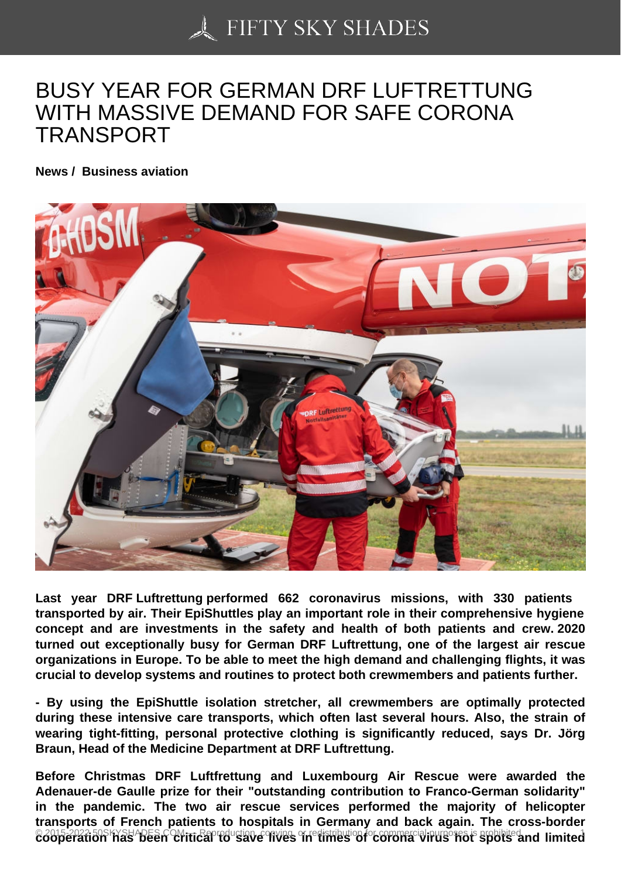# BUSY YEAR FOR GERMAN DRF LUFTRETTUNG WITH MASSIVE DEMAND FOR SAFE CORONA TRANSPORT

**News / Business aviation**

**Last year DRF Luftrettung performed 662 coronavirus missions, with 330 patients transported by air. Their EpiShuttles play an important role in their comprehensive hygiene concept and are investments in the safety and health of both patients and crew. 2020 turned out exceptionally busy for German DRF Luftrettung, one of the largest air rescue organizations in Europe. To be able to meet the high demand and challenging flights, it was crucial to develop systems and routines to protect both crewmembers and patients further.**

**- By using the EpiShuttle isolation stretcher, all crewmembers are optimally protected during these intensive care transports, which often last several hours. Also, the strain of wearing tight-fitting, personal protective clothing is significantly reduced, says Dr. Jörg Braun, Head of the Medicine Department at DRF Luftrettung.**

**Before Christmas DRF Luftfrettung and Luxembourg Air Rescue were awarded the Adenauer-de Gaulle prize for their "outstanding contribution to Franco-German solidarity" in the pandemic. The two air rescue services performed the majority of helicopter transports of French patients to hospitals in Germany and back again. The cross-border cooperation has been critical to save lives in times of corona virus hot spots and limited**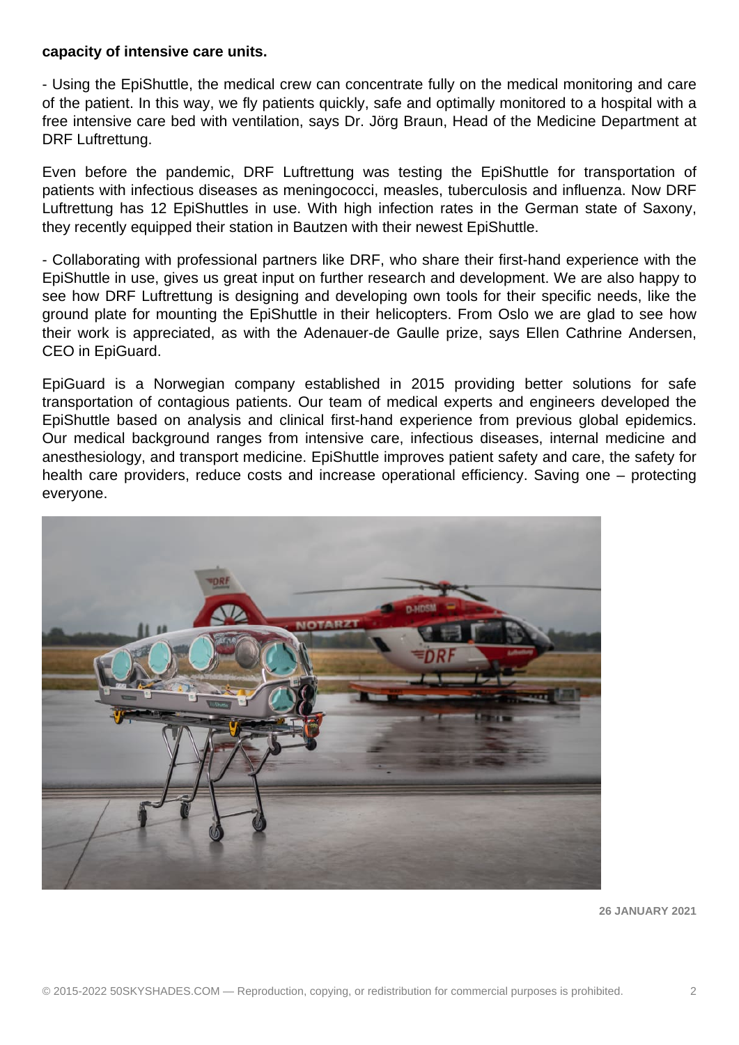**capacity of intensive care units.**

- Using the EpiShuttle, the medical crew can concentrate fully on the medical monitoring and care of the patient. In this way, we fly patients quickly, safe and optimally monitored to a hospital with a free intensive care bed with ventilation, says Dr. Jörg Braun, Head of the Medicine Department at DRF Luftrettung.

Even before the pandemic, DRF Luftrettung was testing the EpiShuttle for transportation of patients with infectious diseases as meningococci, measles, tuberculosis and influenza. Now DRF Luftrettung has 12 EpiShuttles in use. With high infection rates in the German state of Saxony, they recently equipped their station in Bautzen with their newest EpiShuttle.

- Collaborating with professional partners like DRF, who share their first-hand experience with the EpiShuttle in use, gives us great input on further research and development. We are also happy to see how DRF Luftrettung is designing and developing own tools for their specific needs, like the ground plate for mounting the EpiShuttle in their helicopters. From Oslo we are glad to see how their work is appreciated, as with the Adenauer-de Gaulle prize, says Ellen Cathrine Andersen, CEO in EpiGuard.

EpiGuard is a Norwegian company established in 2015 providing better solutions for safe transportation of contagious patients. Our team of medical experts and engineers developed the EpiShuttle based on analysis and clinical first-hand experience from previous global epidemics. Our medical background ranges from intensive care, infectious diseases, internal medicine and anesthesiology, and transport medicine. EpiShuttle improves patient safety and care, the safety for health care providers, reduce costs and increase operational efficiency. Saving one – protecting everyone.

**26 JANUARY 2021**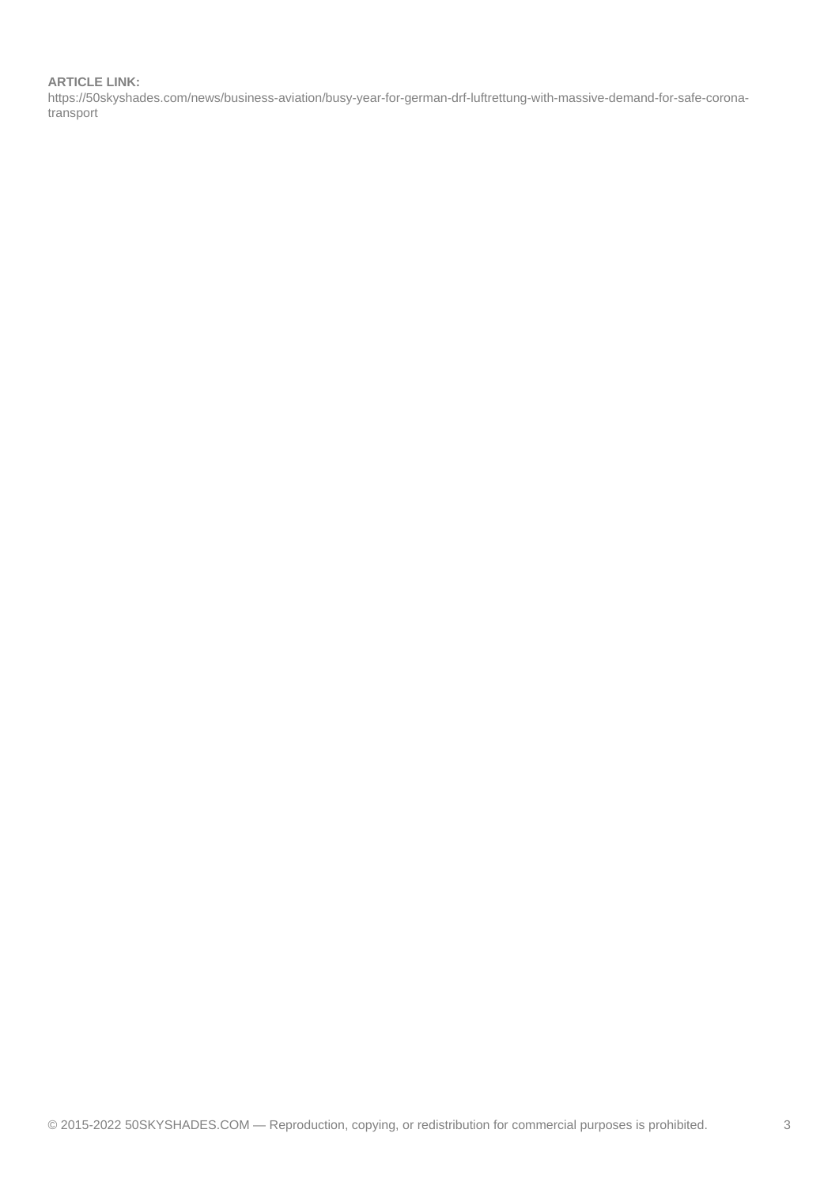**ARTICLE LINK:**
https://50skyshades.com/news/business-aviation/busy-year-for-german-drf-luftrettung-with-massive-demand-for-safe-corona-transport